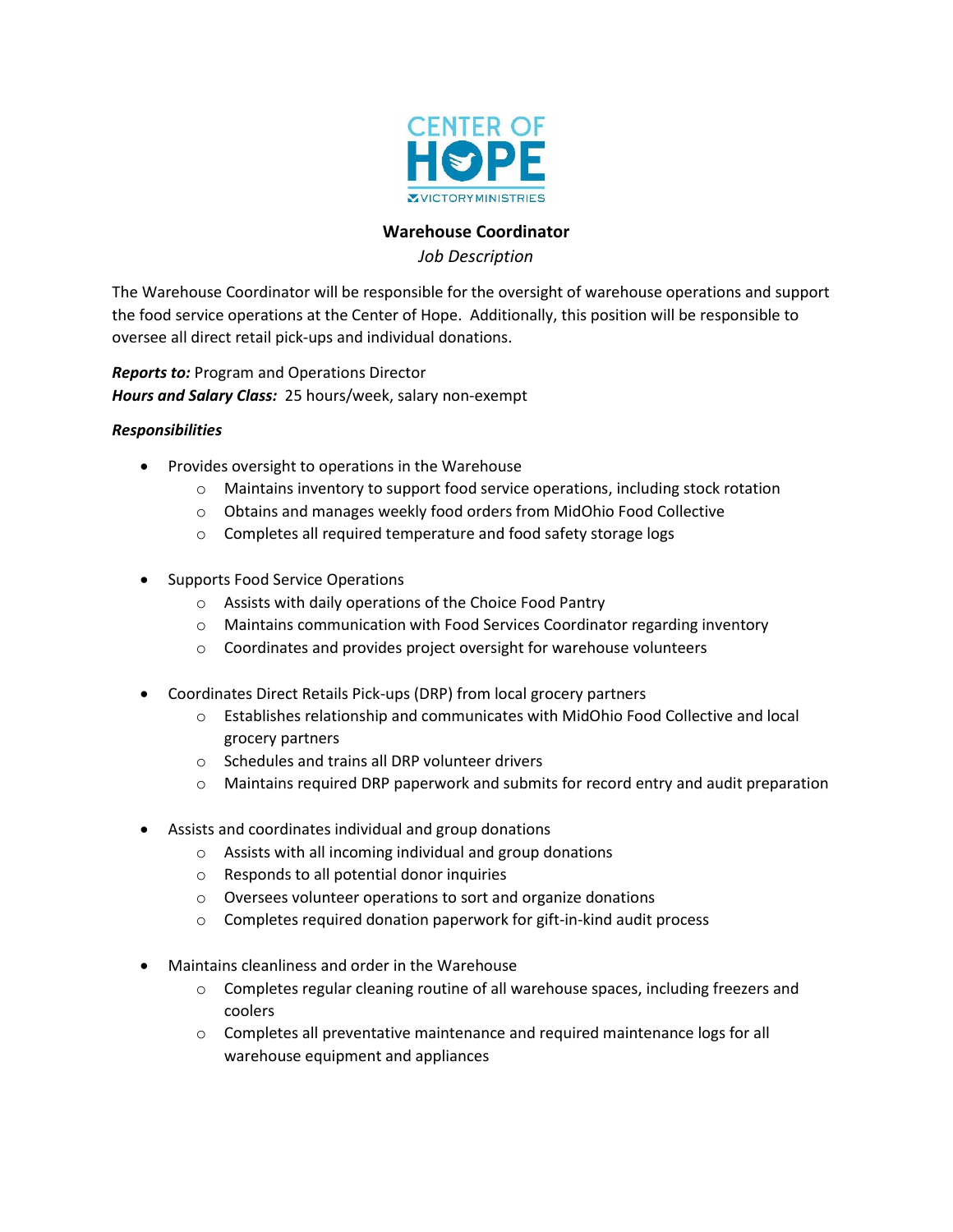CENTER OF HOPE

VICTORY MINISTRIES

# Warehouse Coordinator

*Job Description*

The Warehouse Coordinator will be responsible for the oversight of warehouse operations and support the food service operations at the Center of Hope. Additionally, this position will be responsible to oversee all direct retail pick-ups and individual donations.

***Reports to:*** Program and Operations Director
***Hours and Salary Class:*** 25 hours/week, salary non-exempt

***Responsibilities***

- Provides oversight to operations in the Warehouse
  - Maintains inventory to support food service operations, including stock rotation
  - Obtains and manages weekly food orders from MidOhio Food Collective
  - Completes all required temperature and food safety storage logs

- Supports Food Service Operations
  - Assists with daily operations of the Choice Food Pantry
  - Maintains communication with Food Services Coordinator regarding inventory
  - Coordinates and provides project oversight for warehouse volunteers

- Coordinates Direct Retails Pick-ups (DRP) from local grocery partners
  - Establishes relationship and communicates with MidOhio Food Collective and local grocery partners
  - Schedules and trains all DRP volunteer drivers
  - Maintains required DRP paperwork and submits for record entry and audit preparation

- Assists and coordinates individual and group donations
  - Assists with all incoming individual and group donations
  - Responds to all potential donor inquiries
  - Oversees volunteer operations to sort and organize donations
  - Completes required donation paperwork for gift-in-kind audit process

- Maintains cleanliness and order in the Warehouse
  - Completes regular cleaning routine of all warehouse spaces, including freezers and coolers
  - Completes all preventative maintenance and required maintenance logs for all warehouse equipment and appliances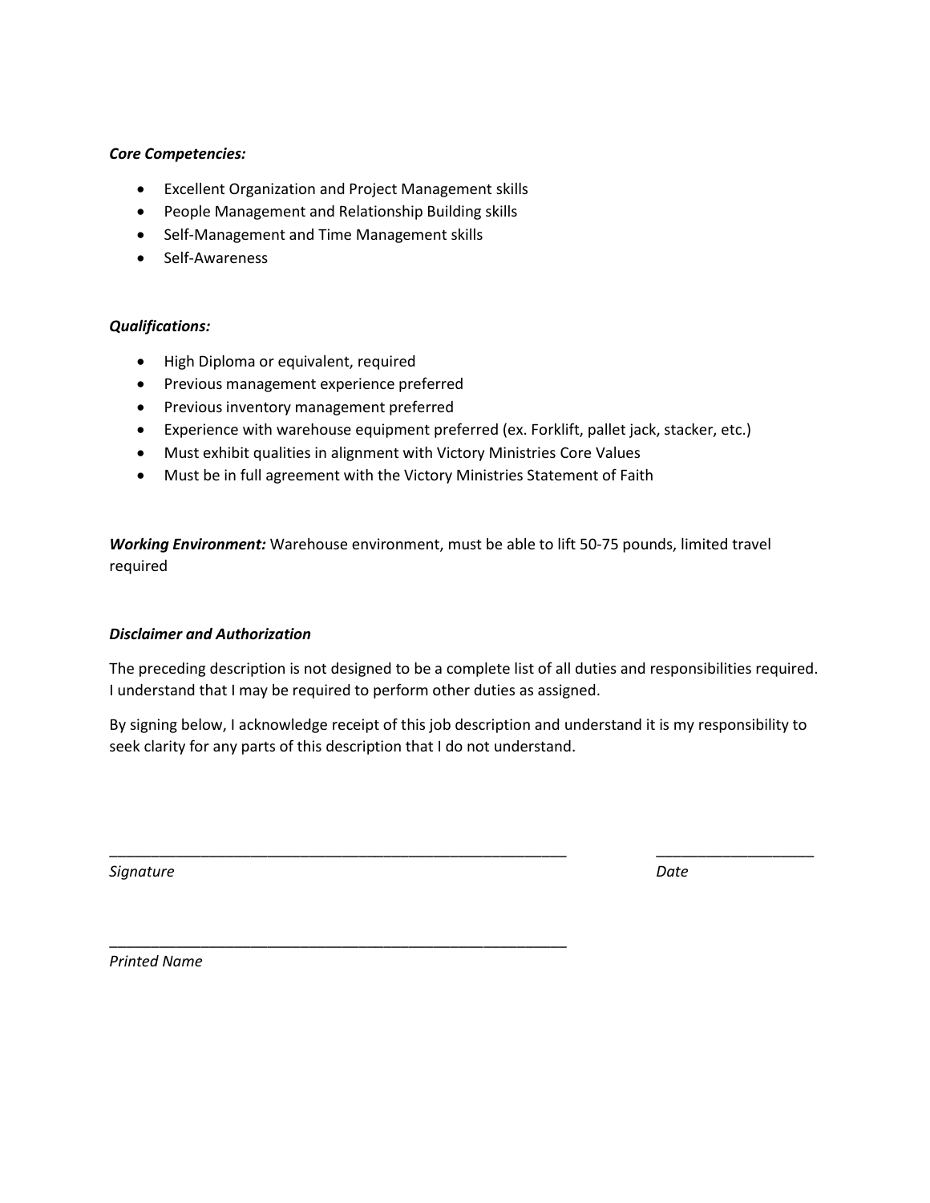***Core Competencies:***

- Excellent Organization and Project Management skills
- People Management and Relationship Building skills
- Self-Management and Time Management skills
- Self-Awareness

***Qualifications:***

- High Diploma or equivalent, required
- Previous management experience preferred
- Previous inventory management preferred
- Experience with warehouse equipment preferred (ex. Forklift, pallet jack, stacker, etc.)
- Must exhibit qualities in alignment with Victory Ministries Core Values
- Must be in full agreement with the Victory Ministries Statement of Faith

***Working Environment:*** Warehouse environment, must be able to lift 50-75 pounds, limited travel required

***Disclaimer and Authorization***

The preceding description is not designed to be a complete list of all duties and responsibilities required. I understand that I may be required to perform other duties as assigned.

By signing below, I acknowledge receipt of this job description and understand it is my responsibility to seek clarity for any parts of this description that I do not understand.

_________________________________________________________ ___________________

*Signature* *Date*

_________________________________________________________

*Printed Name*